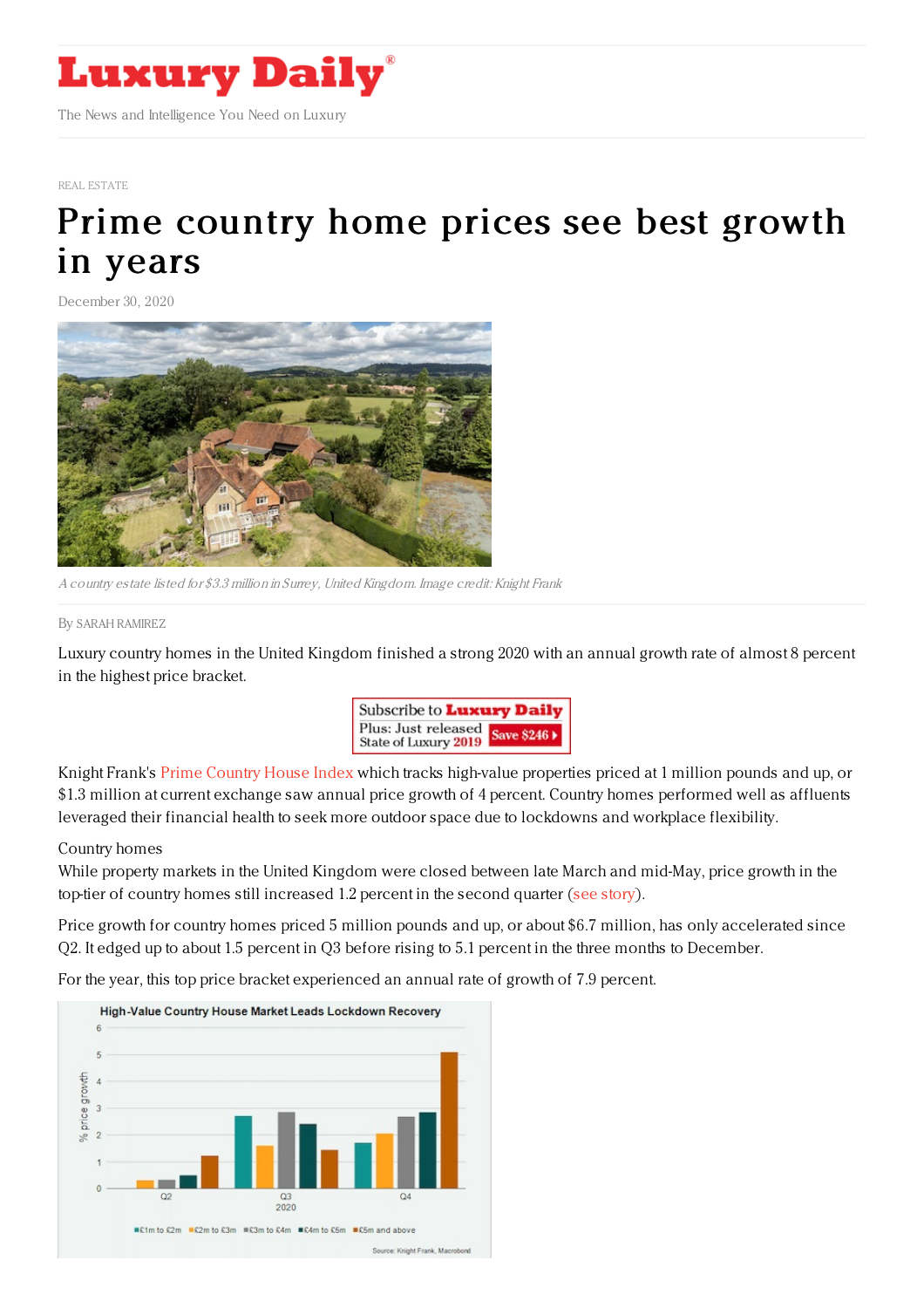# Luxury Daily

The News and Intelligence You Need on Luxury

REAL ESTATE

# Prime country home prices see best growth in years

December 30, 2020

*A country estate listed for $3.3 million in Surrey, United Kingdom. Image credit: Knight Frank*

By SARAH RAMIREZ

Luxury country homes in the United Kingdom finished a strong 2020 with an annual growth rate of almost 8 percent in the highest price bracket.

Knight Frank's Prime Country House Index which tracks high-value properties priced at 1 million pounds and up, or $1.3 million at current exchange saw annual price growth of 4 percent. Country homes performed well as affluents leveraged their financial health to seek more outdoor space due to lockdowns and workplace flexibility.

Country homes

While property markets in the United Kingdom were closed between late March and mid-May, price growth in the top-tier of country homes still increased 1.2 percent in the second quarter (see story).

Price growth for country homes priced 5 million pounds and up, or about $6.7 million, has only accelerated since Q2. It edged up to about 1.5 percent in Q3 before rising to 5.1 percent in the three months to December.

For the year, this top price bracket experienced an annual rate of growth of 7.9 percent.

High-Value Country House Market Leads Lockdown Recovery

Source: Knight Frank, Macrobond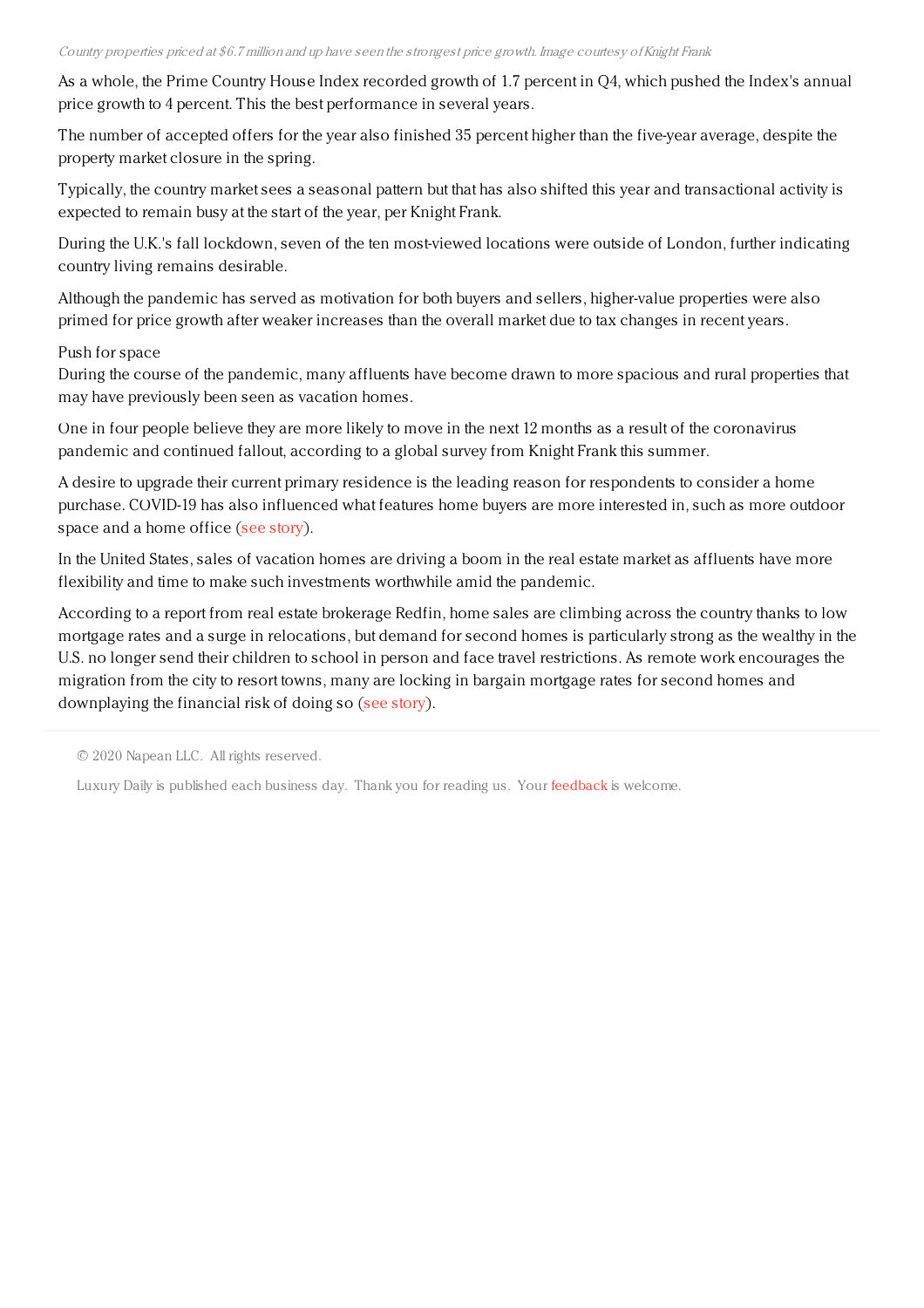*Country properties priced at $6.7 million and up have seen the strongest price growth. Image courtesy of Knight Frank*

As a whole, the Prime Country House Index recorded growth of 1.7 percent in Q4, which pushed the Index's annual price growth to 4 percent. This the best performance in several years.

The number of accepted offers for the year also finished 35 percent higher than the five-year average, despite the property market closure in the spring.

Typically, the country market sees a seasonal pattern but that has also shifted this year and transactional activity is expected to remain busy at the start of the year, per Knight Frank.

During the U.K.'s fall lockdown, seven of the ten most-viewed locations were outside of London, further indicating country living remains desirable.

Although the pandemic has served as motivation for both buyers and sellers, higher-value properties were also primed for price growth after weaker increases than the overall market due to tax changes in recent years.

## Push for space

During the course of the pandemic, many affluents have become drawn to more spacious and rural properties that may have previously been seen as vacation homes.

One in four people believe they are more likely to move in the next 12 months as a result of the coronavirus pandemic and continued fallout, according to a global survey from Knight Frank this summer.

A desire to upgrade their current primary residence is the leading reason for respondents to consider a home purchase. COVID-19 has also influenced what features home buyers are more interested in, such as more outdoor space and a home office (see story).

In the United States, sales of vacation homes are driving a boom in the real estate market as affluents have more flexibility and time to make such investments worthwhile amid the pandemic.

According to a report from real estate brokerage Redfin, home sales are climbing across the country thanks to low mortgage rates and a surge in relocations, but demand for second homes is particularly strong as the wealthy in the U.S. no longer send their children to school in person and face travel restrictions. As remote work encourages the migration from the city to resort towns, many are locking in bargain mortgage rates for second homes and downplaying the financial risk of doing so (see story).

© 2020 Napean LLC. All rights reserved.

Luxury Daily is published each business day. Thank you for reading us. Your feedback is welcome.